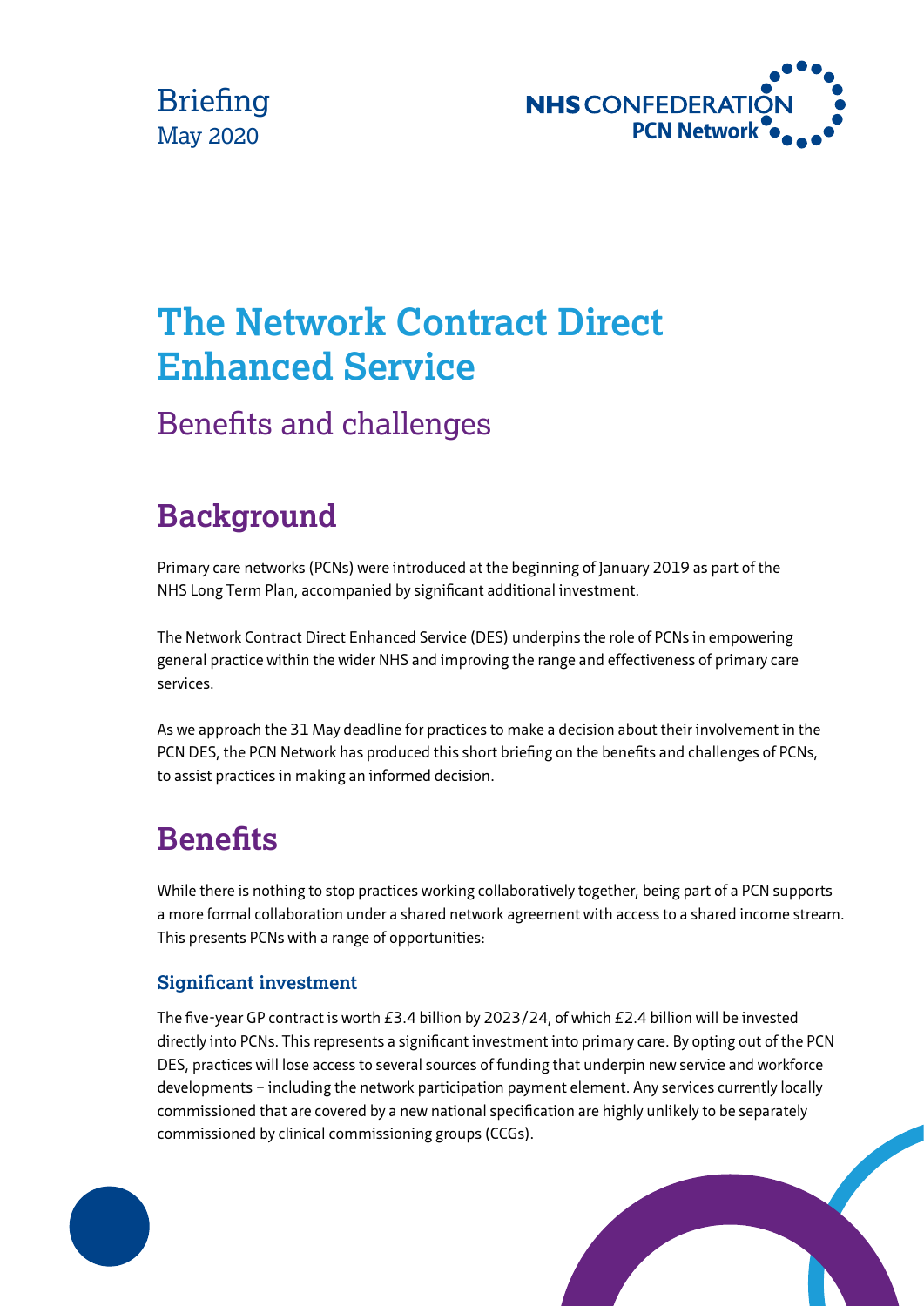Briefing
May 2020

# The Network Contract Direct Enhanced Service

## Benefits and challenges

## Background

Primary care networks (PCNs) were introduced at the beginning of January 2019 as part of the NHS Long Term Plan, accompanied by significant additional investment.

The Network Contract Direct Enhanced Service (DES) underpins the role of PCNs in empowering general practice within the wider NHS and improving the range and effectiveness of primary care services.

As we approach the 31 May deadline for practices to make a decision about their involvement in the PCN DES, the PCN Network has produced this short briefing on the benefits and challenges of PCNs, to assist practices in making an informed decision.

## Benefits

While there is nothing to stop practices working collaboratively together, being part of a PCN supports a more formal collaboration under a shared network agreement with access to a shared income stream. This presents PCNs with a range of opportunities:

### Significant investment

The five-year GP contract is worth £3.4 billion by 2023/24, of which £2.4 billion will be invested directly into PCNs. This represents a significant investment into primary care. By opting out of the PCN DES, practices will lose access to several sources of funding that underpin new service and workforce developments – including the network participation payment element. Any services currently locally commissioned that are covered by a new national specification are highly unlikely to be separately commissioned by clinical commissioning groups (CCGs).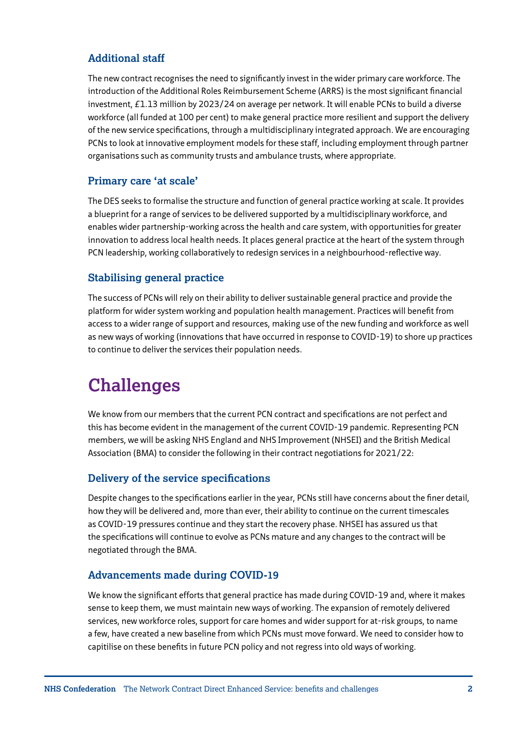### Additional staff

The new contract recognises the need to significantly invest in the wider primary care workforce. The introduction of the Additional Roles Reimbursement Scheme (ARRS) is the most significant financial investment, £1.13 million by 2023/24 on average per network. It will enable PCNs to build a diverse workforce (all funded at 100 per cent) to make general practice more resilient and support the delivery of the new service specifications, through a multidisciplinary integrated approach. We are encouraging PCNs to look at innovative employment models for these staff, including employment through partner organisations such as community trusts and ambulance trusts, where appropriate.

### Primary care 'at scale'

The DES seeks to formalise the structure and function of general practice working at scale. It provides a blueprint for a range of services to be delivered supported by a multidisciplinary workforce, and enables wider partnership-working across the health and care system, with opportunities for greater innovation to address local health needs. It places general practice at the heart of the system through PCN leadership, working collaboratively to redesign services in a neighbourhood-reflective way.

### Stabilising general practice

The success of PCNs will rely on their ability to deliver sustainable general practice and provide the platform for wider system working and population health management. Practices will benefit from access to a wider range of support and resources, making use of the new funding and workforce as well as new ways of working (innovations that have occurred in response to COVID-19) to shore up practices to continue to deliver the services their population needs.

## Challenges

We know from our members that the current PCN contract and specifications are not perfect and this has become evident in the management of the current COVID-19 pandemic. Representing PCN members, we will be asking NHS England and NHS Improvement (NHSEI) and the British Medical Association (BMA) to consider the following in their contract negotiations for 2021/22:

### Delivery of the service specifications

Despite changes to the specifications earlier in the year, PCNs still have concerns about the finer detail, how they will be delivered and, more than ever, their ability to continue on the current timescales as COVID-19 pressures continue and they start the recovery phase. NHSEI has assured us that the specifications will continue to evolve as PCNs mature and any changes to the contract will be negotiated through the BMA.

### Advancements made during COVID-19

We know the significant efforts that general practice has made during COVID-19 and, where it makes sense to keep them, we must maintain new ways of working. The expansion of remotely delivered services, new workforce roles, support for care homes and wider support for at-risk groups, to name a few, have created a new baseline from which PCNs must move forward. We need to consider how to capitilise on these benefits in future PCN policy and not regress into old ways of working.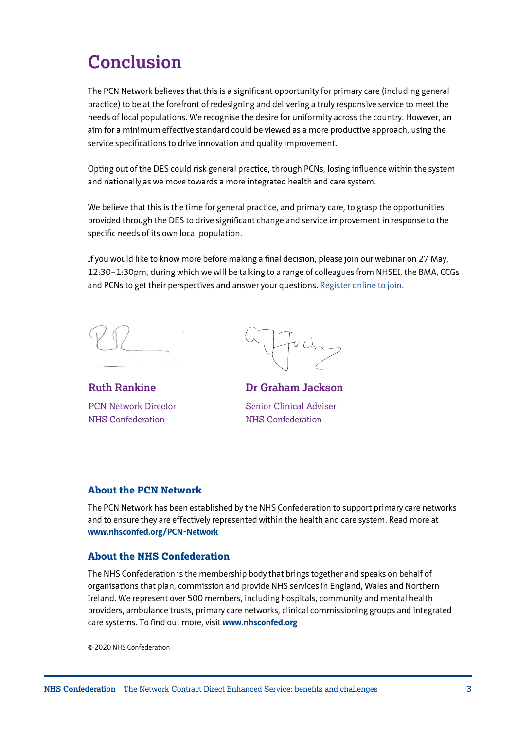# Conclusion

The PCN Network believes that this is a significant opportunity for primary care (including general practice) to be at the forefront of redesigning and delivering a truly responsive service to meet the needs of local populations. We recognise the desire for uniformity across the country. However, an aim for a minimum effective standard could be viewed as a more productive approach, using the service specifications to drive innovation and quality improvement.

Opting out of the DES could risk general practice, through PCNs, losing influence within the system and nationally as we move towards a more integrated health and care system.

We believe that this is the time for general practice, and primary care, to grasp the opportunities provided through the DES to drive significant change and service improvement in response to the specific needs of its own local population.

If you would like to know more before making a final decision, please join our webinar on 27 May, 12:30–1:30pm, during which we will be talking to a range of colleagues from NHSEI, the BMA, CCGs and PCNs to get their perspectives and answer your questions. Register online to join.

**Ruth Rankine**
PCN Network Director
NHS Confederation

**Dr Graham Jackson**
Senior Clinical Adviser
NHS Confederation

### About the PCN Network

The PCN Network has been established by the NHS Confederation to support primary care networks and to ensure they are effectively represented within the health and care system. Read more at **www.nhsconfed.org/PCN-Network**

### About the NHS Confederation

The NHS Confederation is the membership body that brings together and speaks on behalf of organisations that plan, commission and provide NHS services in England, Wales and Northern Ireland. We represent over 500 members, including hospitals, community and mental health providers, ambulance trusts, primary care networks, clinical commissioning groups and integrated care systems. To find out more, visit **www.nhsconfed.org**

© 2020 NHS Confederation